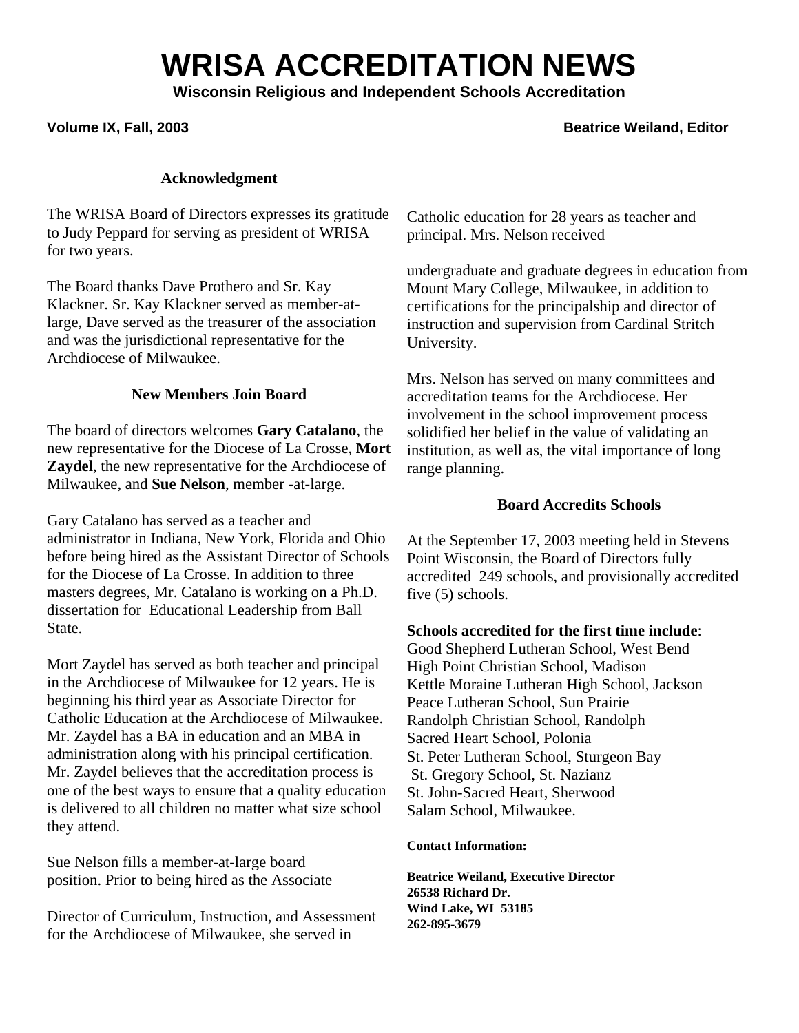# WRISA ACCREDITATION NEWS

**Wisconsin Religious and Independent Schools Accreditation**

**Volume IX, Fall, 2003** **Beatrice Weiland, Editor**

### Acknowledgment

The WRISA Board of Directors expresses its gratitude to Judy Peppard for serving as president of WRISA for two years.

The Board thanks Dave Prothero and Sr. Kay Klackner. Sr. Kay Klackner served as member-at-large, Dave served as the treasurer of the association and was the jurisdictional representative for the Archdiocese of Milwaukee.

### New Members Join Board

The board of directors welcomes **Gary Catalano**, the new representative for the Diocese of La Crosse, **Mort Zaydel**, the new representative for the Archdiocese of Milwaukee, and **Sue Nelson**, member -at-large.

Gary Catalano has served as a teacher and administrator in Indiana, New York, Florida and Ohio before being hired as the Assistant Director of Schools for the Diocese of La Crosse. In addition to three masters degrees, Mr. Catalano is working on a Ph.D. dissertation for Educational Leadership from Ball State.

Mort Zaydel has served as both teacher and principal in the Archdiocese of Milwaukee for 12 years. He is beginning his third year as Associate Director for Catholic Education at the Archdiocese of Milwaukee. Mr. Zaydel has a BA in education and an MBA in administration along with his principal certification. Mr. Zaydel believes that the accreditation process is one of the best ways to ensure that a quality education is delivered to all children no matter what size school they attend.

Sue Nelson fills a member-at-large board position. Prior to being hired as the Associate Director of Curriculum, Instruction, and Assessment for the Archdiocese of Milwaukee, she served in Catholic education for 28 years as teacher and principal. Mrs. Nelson received undergraduate and graduate degrees in education from Mount Mary College, Milwaukee, in addition to certifications for the principalship and director of instruction and supervision from Cardinal Stritch University.

Mrs. Nelson has served on many committees and accreditation teams for the Archdiocese. Her involvement in the school improvement process solidified her belief in the value of validating an institution, as well as, the vital importance of long range planning.

### Board Accredits Schools

At the September 17, 2003 meeting held in Stevens Point Wisconsin, the Board of Directors fully accredited 249 schools, and provisionally accredited five (5) schools.

**Schools accredited for the first time include**:
Good Shepherd Lutheran School, West Bend
High Point Christian School, Madison
Kettle Moraine Lutheran High School, Jackson
Peace Lutheran School, Sun Prairie
Randolph Christian School, Randolph
Sacred Heart School, Polonia
St. Peter Lutheran School, Sturgeon Bay
St. Gregory School, St. Nazianz
St. John-Sacred Heart, Sherwood
Salam School, Milwaukee.

**Contact Information:**

**Beatrice Weiland, Executive Director**
**26538 Richard Dr.**
**Wind Lake, WI 53185**
**262-895-3679**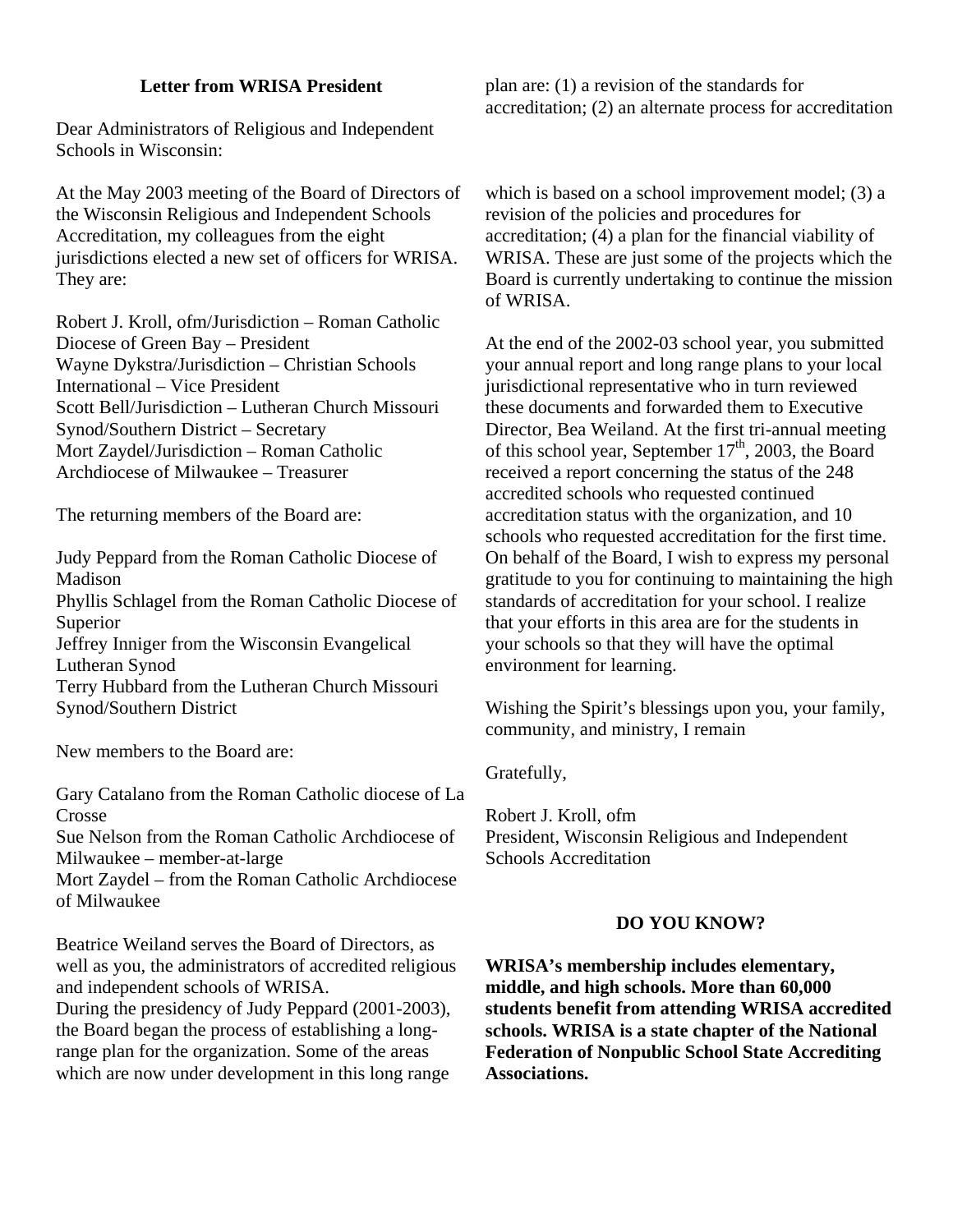**Letter from WRISA President**

Dear Administrators of Religious and Independent Schools in Wisconsin:

At the May 2003 meeting of the Board of Directors of the Wisconsin Religious and Independent Schools Accreditation, my colleagues from the eight jurisdictions elected a new set of officers for WRISA. They are:

Robert J. Kroll, ofm/Jurisdiction – Roman Catholic Diocese of Green Bay – President
Wayne Dykstra/Jurisdiction – Christian Schools International – Vice President
Scott Bell/Jurisdiction – Lutheran Church Missouri Synod/Southern District – Secretary
Mort Zaydel/Jurisdiction – Roman Catholic Archdiocese of Milwaukee – Treasurer

The returning members of the Board are:

Judy Peppard from the Roman Catholic Diocese of Madison
Phyllis Schlagel from the Roman Catholic Diocese of Superior
Jeffrey Inniger from the Wisconsin Evangelical Lutheran Synod
Terry Hubbard from the Lutheran Church Missouri Synod/Southern District

New members to the Board are:

Gary Catalano from the Roman Catholic diocese of La Crosse
Sue Nelson from the Roman Catholic Archdiocese of Milwaukee – member-at-large
Mort Zaydel – from the Roman Catholic Archdiocese of Milwaukee

Beatrice Weiland serves the Board of Directors, as well as you, the administrators of accredited religious and independent schools of WRISA.
During the presidency of Judy Peppard (2001-2003), the Board began the process of establishing a long-range plan for the organization. Some of the areas which are now under development in this long range plan are: (1) a revision of the standards for accreditation; (2) an alternate process for accreditation which is based on a school improvement model; (3) a revision of the policies and procedures for accreditation; (4) a plan for the financial viability of WRISA. These are just some of the projects which the Board is currently undertaking to continue the mission of WRISA.

At the end of the 2002-03 school year, you submitted your annual report and long range plans to your local jurisdictional representative who in turn reviewed these documents and forwarded them to Executive Director, Bea Weiland. At the first tri-annual meeting of this school year, September 17th, 2003, the Board received a report concerning the status of the 248 accredited schools who requested continued accreditation status with the organization, and 10 schools who requested accreditation for the first time. On behalf of the Board, I wish to express my personal gratitude to you for continuing to maintaining the high standards of accreditation for your school. I realize that your efforts in this area are for the students in your schools so that they will have the optimal environment for learning.

Wishing the Spirit's blessings upon you, your family, community, and ministry, I remain

Gratefully,

Robert J. Kroll, ofm
President, Wisconsin Religious and Independent Schools Accreditation

**DO YOU KNOW?**

**WRISA's membership includes elementary, middle, and high schools. More than 60,000 students benefit from attending WRISA accredited schools. WRISA is a state chapter of the National Federation of Nonpublic School State Accrediting Associations.**